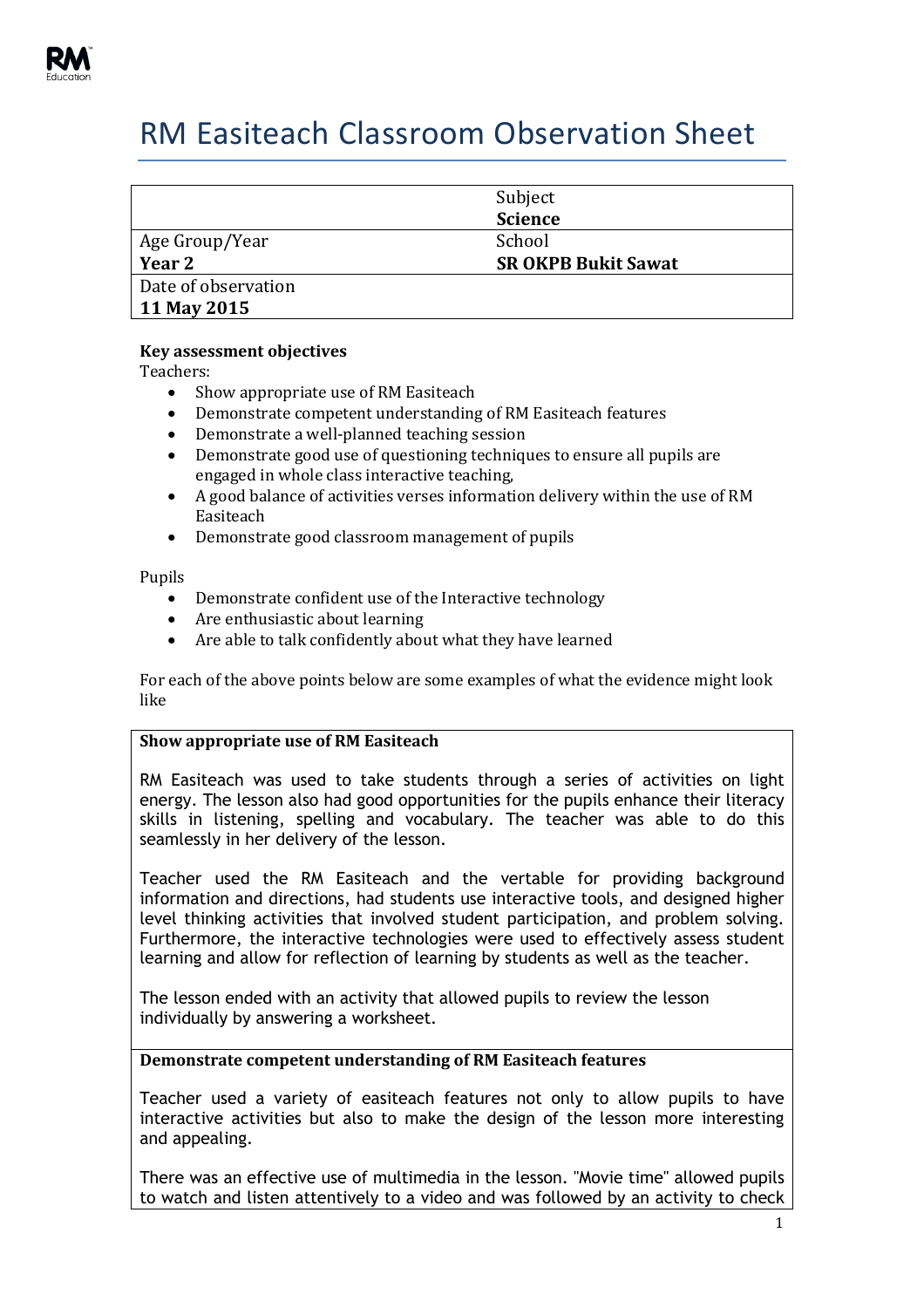# RM Easiteach Classroom Observation Sheet

| | Subject<br>**Science** |
|---|---|
| Age Group/Year<br>**Year 2** | School<br>**SR OKPB Bukit Sawat** |
| Date of observation<br>**11 May 2015** | |

**Key assessment objectives**

Teachers:

- Show appropriate use of RM Easiteach
- Demonstrate competent understanding of RM Easiteach features
- Demonstrate a well-planned teaching session
- Demonstrate good use of questioning techniques to ensure all pupils are engaged in whole class interactive teaching,
- A good balance of activities verses information delivery within the use of RM Easiteach
- Demonstrate good classroom management of pupils

Pupils

- Demonstrate confident use of the Interactive technology
- Are enthusiastic about learning
- Are able to talk confidently about what they have learned

For each of the above points below are some examples of what the evidence might look like

**Show appropriate use of RM Easiteach**

RM Easiteach was used to take students through a series of activities on light energy. The lesson also had good opportunities for the pupils enhance their literacy skills in listening, spelling and vocabulary. The teacher was able to do this seamlessly in her delivery of the lesson.

Teacher used the RM Easiteach and the vertable for providing background information and directions, had students use interactive tools, and designed higher level thinking activities that involved student participation, and problem solving. Furthermore, the interactive technologies were used to effectively assess student learning and allow for reflection of learning by students as well as the teacher.

The lesson ended with an activity that allowed pupils to review the lesson individually by answering a worksheet.

**Demonstrate competent understanding of RM Easiteach features**

Teacher used a variety of easiteach features not only to allow pupils to have interactive activities but also to make the design of the lesson more interesting and appealing.

There was an effective use of multimedia in the lesson. "Movie time" allowed pupils to watch and listen attentively to a video and was followed by an activity to check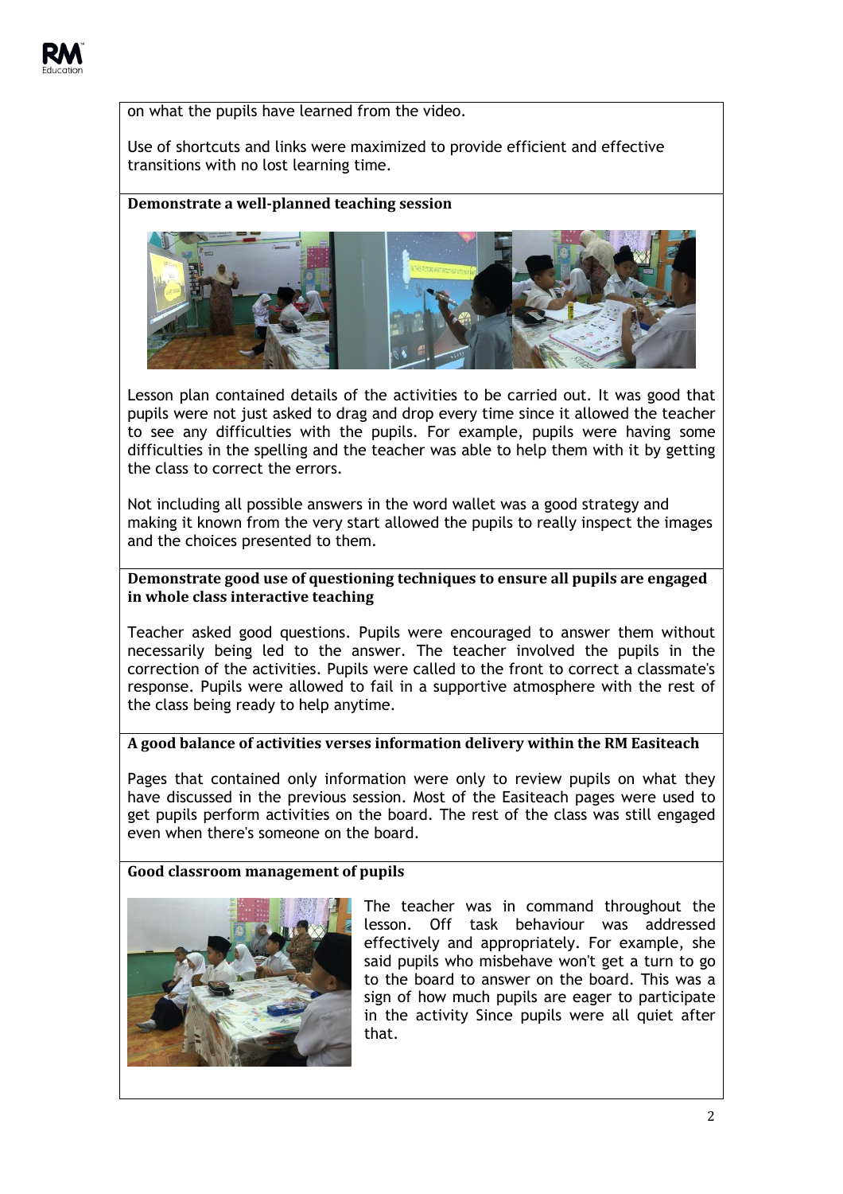on what the pupils have learned from the video.

Use of shortcuts and links were maximized to provide efficient and effective transitions with no lost learning time.

**Demonstrate a well-planned teaching session**

Lesson plan contained details of the activities to be carried out. It was good that pupils were not just asked to drag and drop every time since it allowed the teacher to see any difficulties with the pupils. For example, pupils were having some difficulties in the spelling and the teacher was able to help them with it by getting the class to correct the errors.

Not including all possible answers in the word wallet was a good strategy and making it known from the very start allowed the pupils to really inspect the images and the choices presented to them.

**Demonstrate good use of questioning techniques to ensure all pupils are engaged in whole class interactive teaching**

Teacher asked good questions. Pupils were encouraged to answer them without necessarily being led to the answer. The teacher involved the pupils in the correction of the activities. Pupils were called to the front to correct a classmate's response. Pupils were allowed to fail in a supportive atmosphere with the rest of the class being ready to help anytime.

**A good balance of activities verses information delivery within the RM Easiteach**

Pages that contained only information were only to review pupils on what they have discussed in the previous session. Most of the Easiteach pages were used to get pupils perform activities on the board. The rest of the class was still engaged even when there's someone on the board.

**Good classroom management of pupils**

The teacher was in command throughout the lesson. Off task behaviour was addressed effectively and appropriately. For example, she said pupils who misbehave won't get a turn to go to the board to answer on the board. This was a sign of how much pupils are eager to participate in the activity Since pupils were all quiet after that.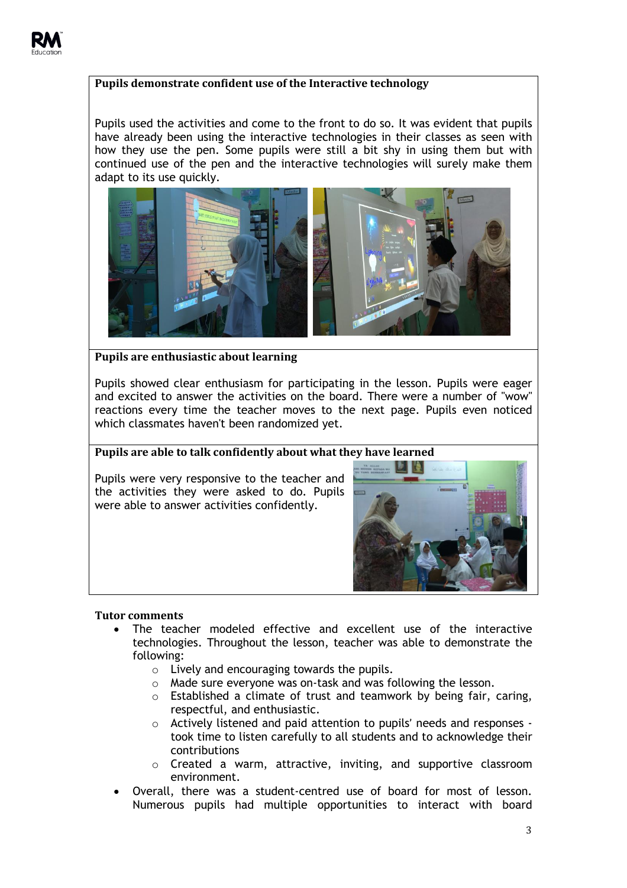**Pupils demonstrate confident use of the Interactive technology**

Pupils used the activities and come to the front to do so. It was evident that pupils have already been using the interactive technologies in their classes as seen with how they use the pen. Some pupils were still a bit shy in using them but with continued use of the pen and the interactive technologies will surely make them adapt to its use quickly.

**Pupils are enthusiastic about learning**

Pupils showed clear enthusiasm for participating in the lesson. Pupils were eager and excited to answer the activities on the board. There were a number of "wow" reactions every time the teacher moves to the next page. Pupils even noticed which classmates haven't been randomized yet.

**Pupils are able to talk confidently about what they have learned**

Pupils were very responsive to the teacher and the activities they were asked to do. Pupils were able to answer activities confidently.

**Tutor comments**

- The teacher modeled effective and excellent use of the interactive technologies. Throughout the lesson, teacher was able to demonstrate the following:
  - Lively and encouraging towards the pupils.
  - Made sure everyone was on-task and was following the lesson.
  - Established a climate of trust and teamwork by being fair, caring, respectful, and enthusiastic.
  - Actively listened and paid attention to pupils' needs and responses - took time to listen carefully to all students and to acknowledge their contributions
  - Created a warm, attractive, inviting, and supportive classroom environment.
- Overall, there was a student-centred use of board for most of lesson. Numerous pupils had multiple opportunities to interact with board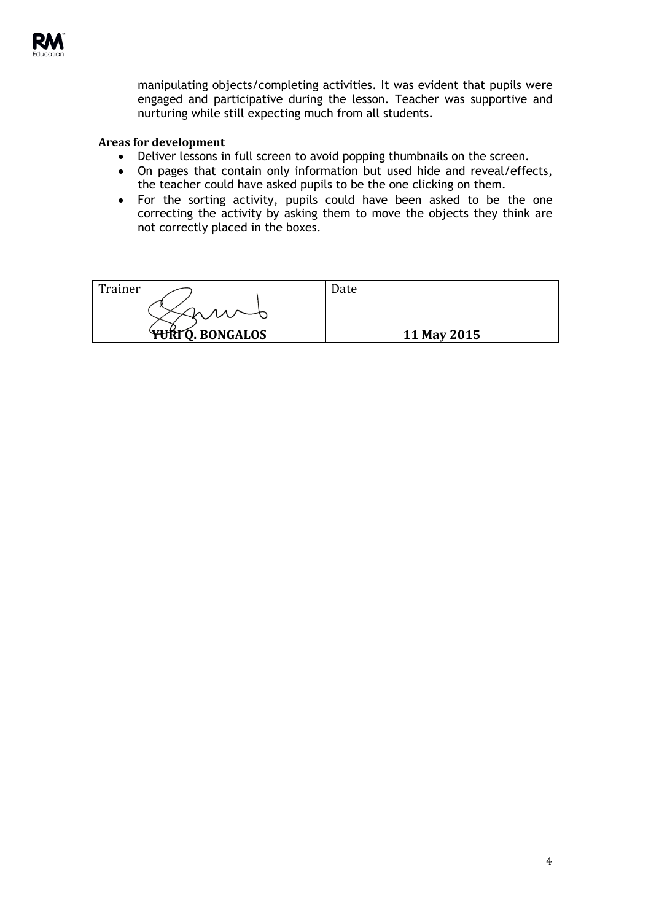manipulating objects/completing activities. It was evident that pupils were engaged and participative during the lesson. Teacher was supportive and nurturing while still expecting much from all students.

**Areas for development**

- Deliver lessons in full screen to avoid popping thumbnails on the screen.
- On pages that contain only information but used hide and reveal/effects, the teacher could have asked pupils to be the one clicking on them.
- For the sorting activity, pupils could have been asked to be the one correcting the activity by asking them to move the objects they think are not correctly placed in the boxes.

| Trainer | Date |
|---|---|
| **YURI Q. BONGALOS** | **11 May 2015** |